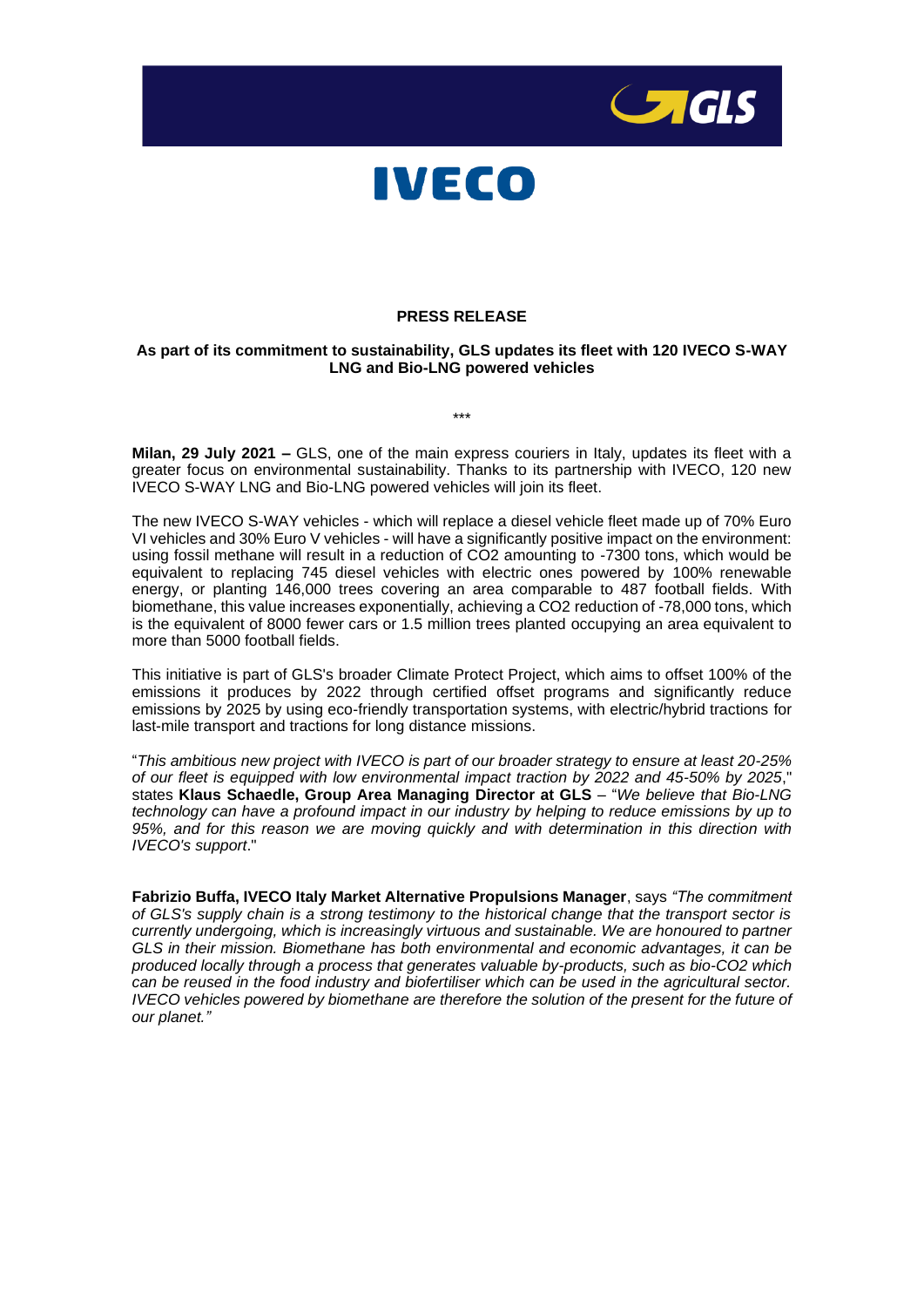**PRESS RELEASE**

**As part of its commitment to sustainability, GLS updates its fleet with 120 IVECO S-WAY LNG and Bio-LNG powered vehicles**

\*\*\*

**Milan, 29 July 2021 –** GLS, one of the main express couriers in Italy, updates its fleet with a greater focus on environmental sustainability. Thanks to its partnership with IVECO, 120 new IVECO S-WAY LNG and Bio-LNG powered vehicles will join its fleet.

The new IVECO S-WAY vehicles - which will replace a diesel vehicle fleet made up of 70% Euro VI vehicles and 30% Euro V vehicles - will have a significantly positive impact on the environment: using fossil methane will result in a reduction of $CO_2$ amounting to -7300 tons, which would be equivalent to replacing 745 diesel vehicles with electric ones powered by 100% renewable energy, or planting 146,000 trees covering an area comparable to 487 football fields. With biomethane, this value increases exponentially, achieving a $CO_2$ reduction of -78,000 tons, which is the equivalent of 8000 fewer cars or 1.5 million trees planted occupying an area equivalent to more than 5000 football fields.

This initiative is part of GLS's broader Climate Protect Project, which aims to offset 100% of the emissions it produces by 2022 through certified offset programs and significantly reduce emissions by 2025 by using eco-friendly transportation systems, with electric/hybrid tractions for last-mile transport and tractions for long distance missions.

"*This ambitious new project with IVECO is part of our broader strategy to ensure at least 20-25% of our fleet is equipped with low environmental impact traction by 2022 and 45-50% by 2025*," states **Klaus Schaedle, Group Area Managing Director at GLS** – "*We believe that Bio-LNG technology can have a profound impact in our industry by helping to reduce emissions by up to 95%, and for this reason we are moving quickly and with determination in this direction with IVECO's support*."

**Fabrizio Buffa, IVECO Italy Market Alternative Propulsions Manager**, says *"The commitment of GLS's supply chain is a strong testimony to the historical change that the transport sector is currently undergoing, which is increasingly virtuous and sustainable. We are honoured to partner GLS in their mission. Biomethane has both environmental and economic advantages, it can be produced locally through a process that generates valuable by-products, such as bio-$CO_2$ which can be reused in the food industry and biofertiliser which can be used in the agricultural sector. IVECO vehicles powered by biomethane are therefore the solution of the present for the future of our planet."*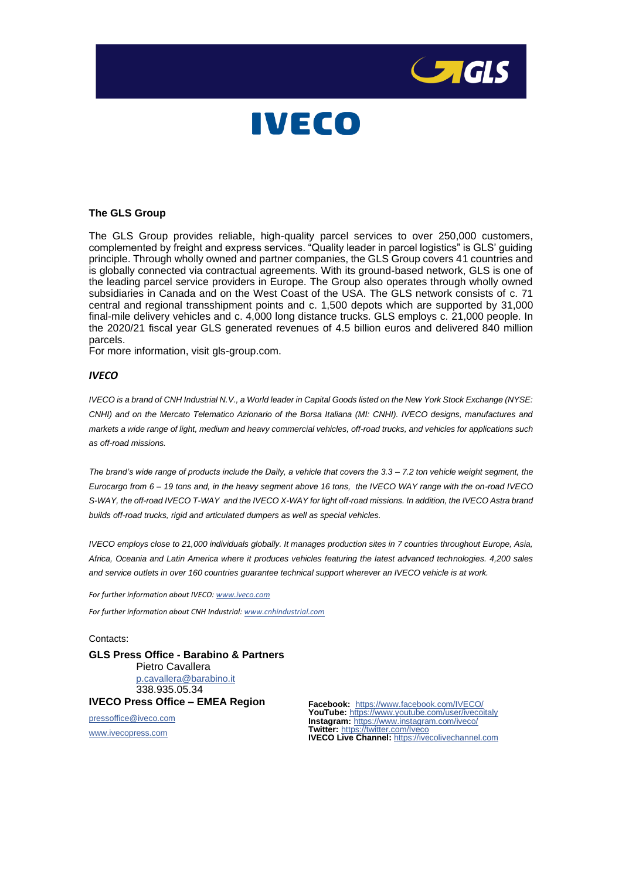## The GLS Group

The GLS Group provides reliable, high-quality parcel services to over 250,000 customers, complemented by freight and express services. "Quality leader in parcel logistics" is GLS' guiding principle. Through wholly owned and partner companies, the GLS Group covers 41 countries and is globally connected via contractual agreements. With its ground-based network, GLS is one of the leading parcel service providers in Europe. The Group also operates through wholly owned subsidiaries in Canada and on the West Coast of the USA. The GLS network consists of c. 71 central and regional transshipment points and c. 1,500 depots which are supported by 31,000 final-mile delivery vehicles and c. 4,000 long distance trucks. GLS employs c. 21,000 people. In the 2020/21 fiscal year GLS generated revenues of 4.5 billion euros and delivered 840 million parcels.
For more information, visit gls-group.com.

## *IVECO*

*IVECO is a brand of CNH Industrial N.V., a World leader in Capital Goods listed on the New York Stock Exchange (NYSE: CNHI) and on the Mercato Telematico Azionario of the Borsa Italiana (MI: CNHI). IVECO designs, manufactures and markets a wide range of light, medium and heavy commercial vehicles, off-road trucks, and vehicles for applications such as off-road missions.*

*The brand's wide range of products include the Daily, a vehicle that covers the 3.3 – 7.2 ton vehicle weight segment, the Eurocargo from 6 – 19 tons and, in the heavy segment above 16 tons, the IVECO WAY range with the on-road IVECO S-WAY, the off-road IVECO T-WAY and the IVECO X-WAY for light off-road missions. In addition, the IVECO Astra brand builds off-road trucks, rigid and articulated dumpers as well as special vehicles.*

*IVECO employs close to 21,000 individuals globally. It manages production sites in 7 countries throughout Europe, Asia, Africa, Oceania and Latin America where it produces vehicles featuring the latest advanced technologies. 4,200 sales and service outlets in over 160 countries guarantee technical support wherever an IVECO vehicle is at work.*

*For further information about IVECO: www.iveco.com*

*For further information about CNH Industrial: www.cnhindustrial.com*

Contacts:

**GLS Press Office - Barabino & Partners**
Pietro Cavallera
p.cavallera@barabino.it
338.935.05.34

**IVECO Press Office – EMEA Region**

pressoffice@iveco.com

www.ivecopress.com

**Facebook:** https://www.facebook.com/IVECO/
**YouTube:** https://www.youtube.com/user/ivecoitaly
**Instagram:** https://www.instagram.com/iveco/
**Twitter:** https://twitter.com/Iveco
**IVECO Live Channel:** https://ivecolivechannel.com